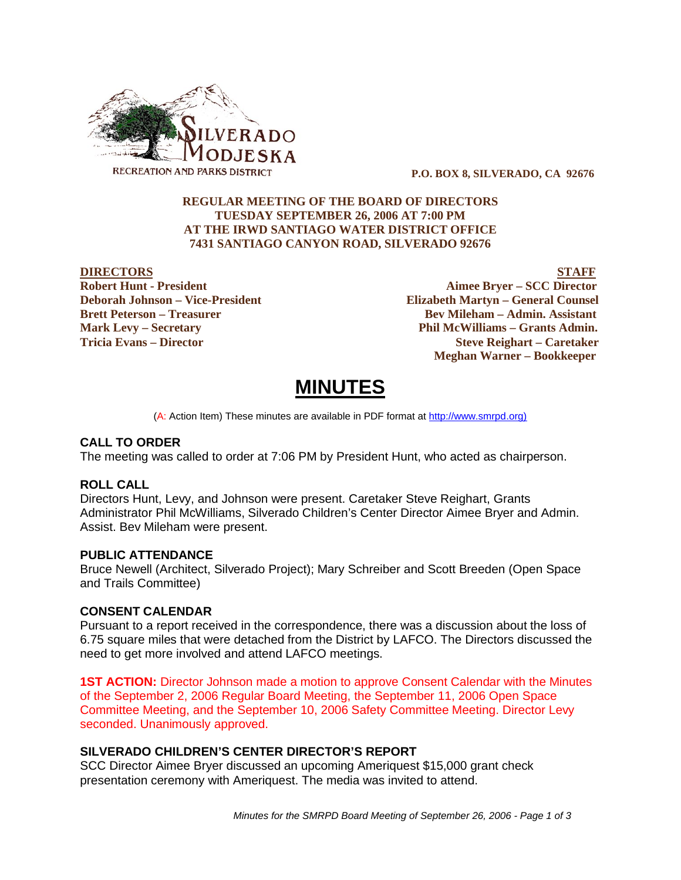SILVERADO MODJESKA RECREATION AND PARKS DISTRICT

**P.O. BOX 8, SILVERADO, CA 92676**

**REGULAR MEETING OF THE BOARD OF DIRECTORS**
**TUESDAY SEPTEMBER 26, 2006 AT 7:00 PM**
**AT THE IRWD SANTIAGO WATER DISTRICT OFFICE**
**7431 SANTIAGO CANYON ROAD, SILVERADO 92676**

| **DIRECTORS** | **STAFF** |
|---|---|
| **Robert Hunt - President** | **Aimee Bryer – SCC Director** |
| **Deborah Johnson – Vice-President** | **Elizabeth Martyn – General Counsel** |
| **Brett Peterson – Treasurer** | **Bev Mileham – Admin. Assistant** |
| **Mark Levy – Secretary** | **Phil McWilliams – Grants Admin.** |
| **Tricia Evans – Director** | **Steve Reighart – Caretaker** |
| | **Meghan Warner – Bookkeeper** |

# MINUTES

(A: Action Item) These minutes are available in PDF format at http://www.smrpd.org)

## CALL TO ORDER

The meeting was called to order at 7:06 PM by President Hunt, who acted as chairperson.

## ROLL CALL

Directors Hunt, Levy, and Johnson were present. Caretaker Steve Reighart, Grants Administrator Phil McWilliams, Silverado Children's Center Director Aimee Bryer and Admin. Assist. Bev Mileham were present.

## PUBLIC ATTENDANCE

Bruce Newell (Architect, Silverado Project); Mary Schreiber and Scott Breeden (Open Space and Trails Committee)

## CONSENT CALENDAR

Pursuant to a report received in the correspondence, there was a discussion about the loss of 6.75 square miles that were detached from the District by LAFCO. The Directors discussed the need to get more involved and attend LAFCO meetings.

**1ST ACTION:** Director Johnson made a motion to approve Consent Calendar with the Minutes of the September 2, 2006 Regular Board Meeting, the September 11, 2006 Open Space Committee Meeting, and the September 10, 2006 Safety Committee Meeting. Director Levy seconded. Unanimously approved.

## SILVERADO CHILDREN'S CENTER DIRECTOR'S REPORT

SCC Director Aimee Bryer discussed an upcoming Ameriquest $15,000 grant check presentation ceremony with Ameriquest. The media was invited to attend.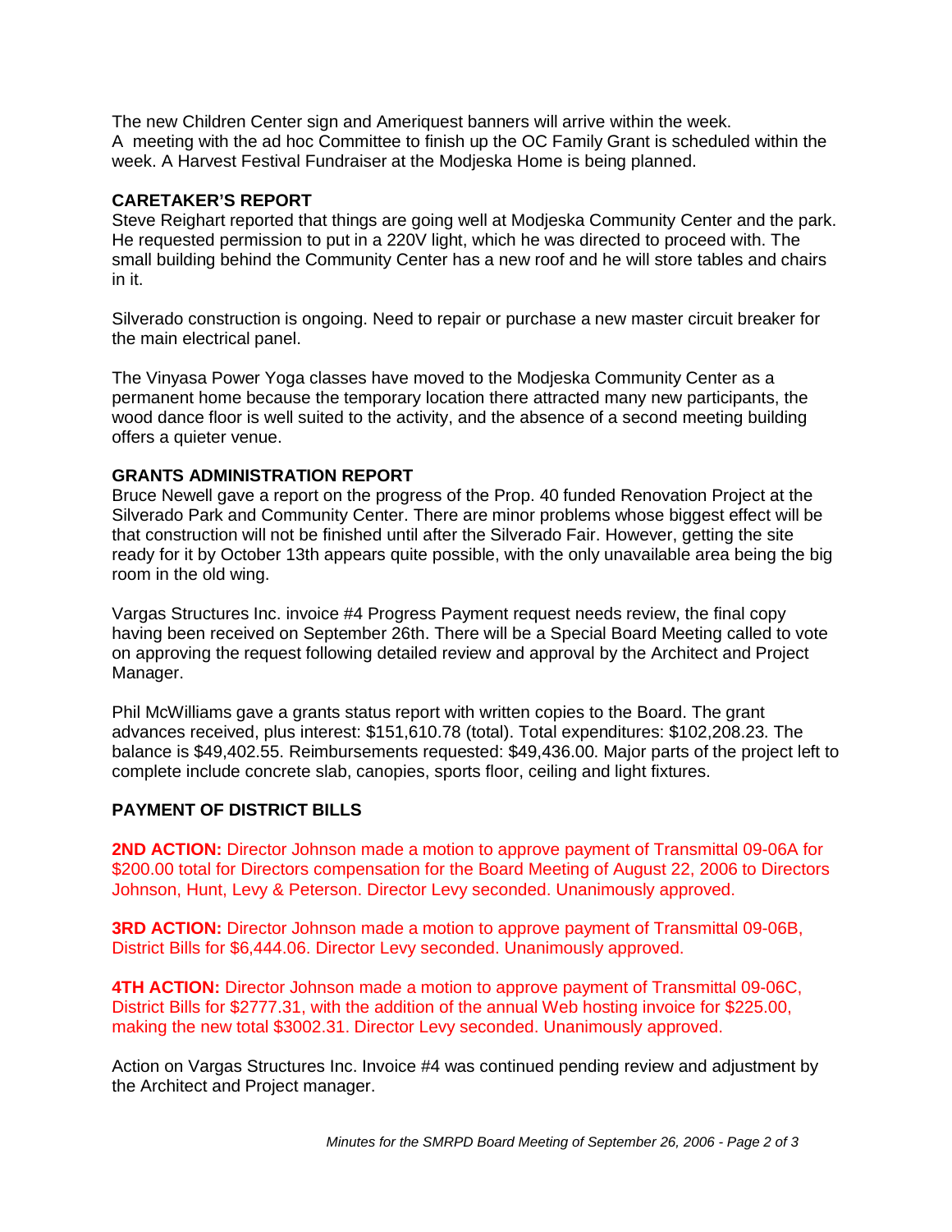The new Children Center sign and Ameriquest banners will arrive within the week.
A meeting with the ad hoc Committee to finish up the OC Family Grant is scheduled within the week. A Harvest Festival Fundraiser at the Modjeska Home is being planned.

**CARETAKER'S REPORT**
Steve Reighart reported that things are going well at Modjeska Community Center and the park. He requested permission to put in a 220V light, which he was directed to proceed with. The small building behind the Community Center has a new roof and he will store tables and chairs in it.

Silverado construction is ongoing. Need to repair or purchase a new master circuit breaker for the main electrical panel.

The Vinyasa Power Yoga classes have moved to the Modjeska Community Center as a permanent home because the temporary location there attracted many new participants, the wood dance floor is well suited to the activity, and the absence of a second meeting building offers a quieter venue.

**GRANTS ADMINISTRATION REPORT**
Bruce Newell gave a report on the progress of the Prop. 40 funded Renovation Project at the Silverado Park and Community Center. There are minor problems whose biggest effect will be that construction will not be finished until after the Silverado Fair. However, getting the site ready for it by October 13th appears quite possible, with the only unavailable area being the big room in the old wing.

Vargas Structures Inc. invoice #4 Progress Payment request needs review, the final copy having been received on September 26th. There will be a Special Board Meeting called to vote on approving the request following detailed review and approval by the Architect and Project Manager.

Phil McWilliams gave a grants status report with written copies to the Board. The grant advances received, plus interest: $151,610.78 (total). Total expenditures: $102,208.23. The balance is $49,402.55. Reimbursements requested: $49,436.00. Major parts of the project left to complete include concrete slab, canopies, sports floor, ceiling and light fixtures.

**PAYMENT OF DISTRICT BILLS**

**2ND ACTION:** Director Johnson made a motion to approve payment of Transmittal 09-06A for $200.00 total for Directors compensation for the Board Meeting of August 22, 2006 to Directors Johnson, Hunt, Levy & Peterson. Director Levy seconded. Unanimously approved.

**3RD ACTION:** Director Johnson made a motion to approve payment of Transmittal 09-06B, District Bills for $6,444.06. Director Levy seconded. Unanimously approved.

**4TH ACTION:** Director Johnson made a motion to approve payment of Transmittal 09-06C, District Bills for $2777.31, with the addition of the annual Web hosting invoice for $225.00, making the new total $3002.31. Director Levy seconded. Unanimously approved.

Action on Vargas Structures Inc. Invoice #4 was continued pending review and adjustment by the Architect and Project manager.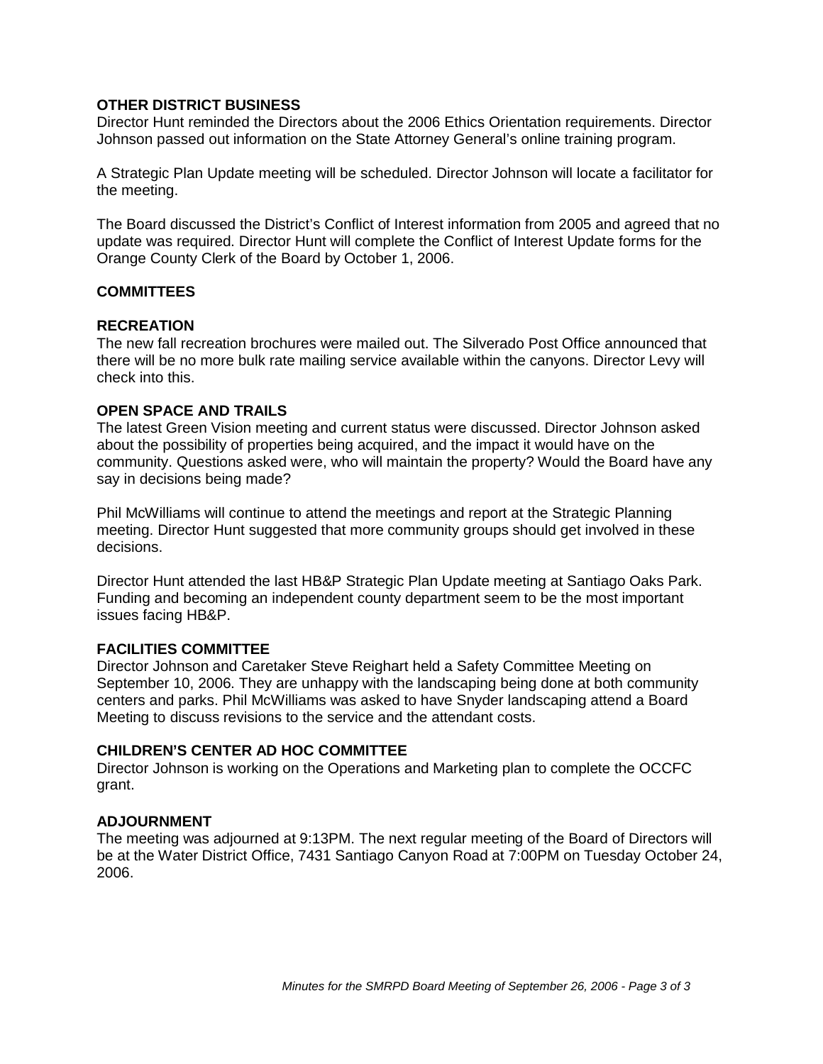## OTHER DISTRICT BUSINESS

Director Hunt reminded the Directors about the 2006 Ethics Orientation requirements. Director Johnson passed out information on the State Attorney General's online training program.

A Strategic Plan Update meeting will be scheduled. Director Johnson will locate a facilitator for the meeting.

The Board discussed the District's Conflict of Interest information from 2005 and agreed that no update was required. Director Hunt will complete the Conflict of Interest Update forms for the Orange County Clerk of the Board by October 1, 2006.

## COMMITTEES

### RECREATION

The new fall recreation brochures were mailed out. The Silverado Post Office announced that there will be no more bulk rate mailing service available within the canyons. Director Levy will check into this.

### OPEN SPACE AND TRAILS

The latest Green Vision meeting and current status were discussed. Director Johnson asked about the possibility of properties being acquired, and the impact it would have on the community. Questions asked were, who will maintain the property? Would the Board have any say in decisions being made?

Phil McWilliams will continue to attend the meetings and report at the Strategic Planning meeting. Director Hunt suggested that more community groups should get involved in these decisions.

Director Hunt attended the last HB&P Strategic Plan Update meeting at Santiago Oaks Park. Funding and becoming an independent county department seem to be the most important issues facing HB&P.

### FACILITIES COMMITTEE

Director Johnson and Caretaker Steve Reighart held a Safety Committee Meeting on September 10, 2006. They are unhappy with the landscaping being done at both community centers and parks. Phil McWilliams was asked to have Snyder landscaping attend a Board Meeting to discuss revisions to the service and the attendant costs.

### CHILDREN'S CENTER AD HOC COMMITTEE

Director Johnson is working on the Operations and Marketing plan to complete the OCCFC grant.

## ADJOURNMENT

The meeting was adjourned at 9:13PM. The next regular meeting of the Board of Directors will be at the Water District Office, 7431 Santiago Canyon Road at 7:00PM on Tuesday October 24, 2006.